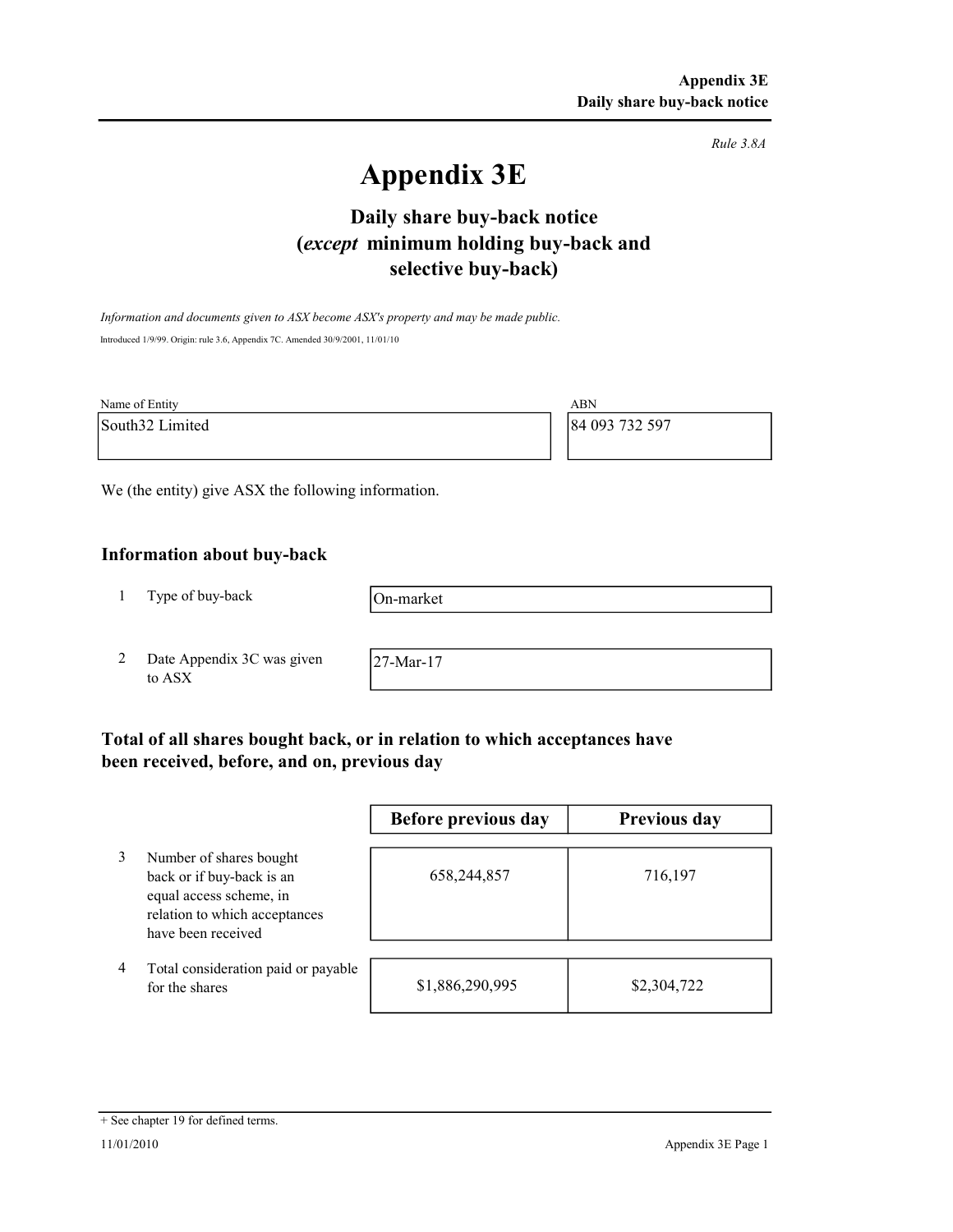Rule 3.8A

# Appendix 3E

## Daily share buy-back notice (*except* minimum holding buy-back and selective buy-back)

*Information and documents given to ASX become ASX's property and may be made public.*

Introduced 1/9/99. Origin: rule 3.6, Appendix 7C. Amended 30/9/2001, 11/01/10

| Name of Entity | ABN |
|---|---|
| South32 Limited | 84 093 732 597 |

We (the entity) give ASX the following information.

### Information about buy-back

| | | |
|---|---|---|
| 1 | Type of buy-back | On-market |
| 2 | Date Appendix 3C was given to ASX | 27-Mar-17 |

### Total of all shares bought back, or in relation to which acceptances have been received, before, and on, previous day

| | | Before previous day | Previous day |
|---|---|---|---|
| 3 | Number of shares bought back or if buy-back is an equal access scheme, in relation to which acceptances have been received | 658,244,857 | 716,197 |
| 4 | Total consideration paid or payable for the shares | $1,886,290,995 | $2,304,722 |

+ See chapter 19 for defined terms.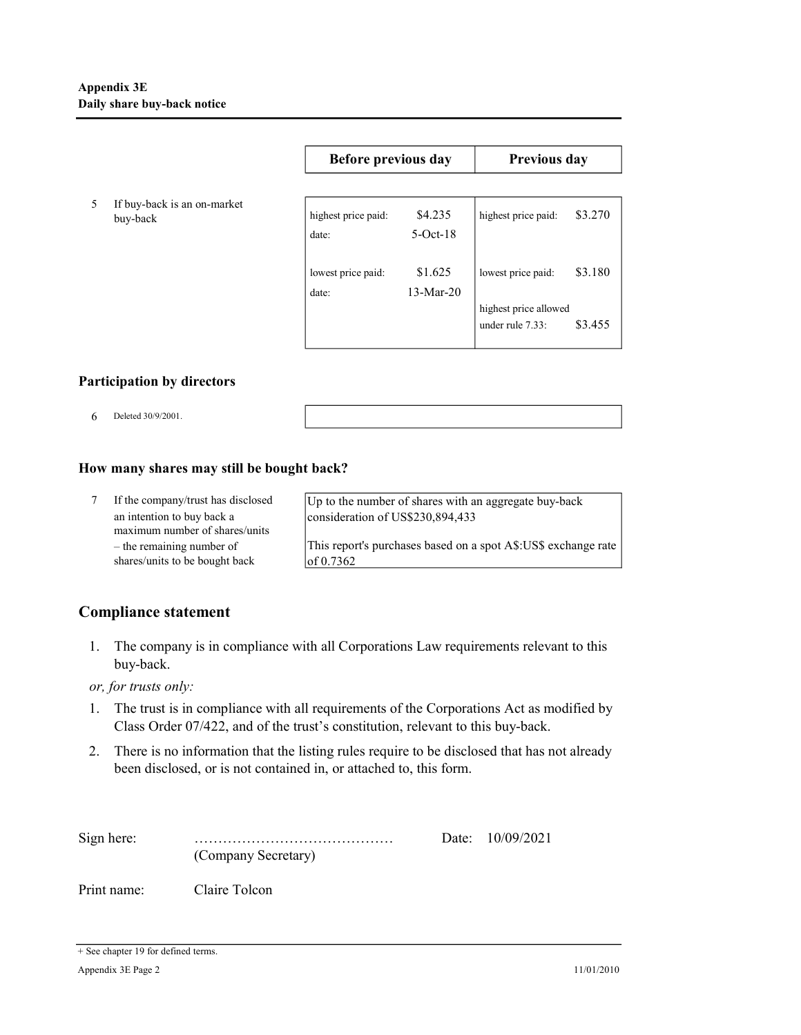**Appendix 3E**
**Daily share buy-back notice**

| | Before previous day | | Previous day | |
|---|---|---|---|---|
| 5 If buy-back is an on-market buy-back | highest price paid: | $4.235 | highest price paid: | $3.270 |
| | date: | 5-Oct-18 | | |
| | lowest price paid: | $1.625 | lowest price paid: | $3.180 |
| | date: | 13-Mar-20 | | |
| | | | highest price allowed under rule 7.33: | $3.455 |

## Participation by directors

| | |
|---|---|
| 6 Deleted 30/9/2001. | |

## How many shares may still be bought back?

| | |
|---|---|
| 7 If the company/trust has disclosed an intention to buy back a maximum number of shares/units – the remaining number of shares/units to be bought back | Up to the number of shares with an aggregate buy-back consideration of US$230,894,433<br><br>This report's purchases based on a spot A$:US$ exchange rate of 0.7362 |

## Compliance statement

1. The company is in compliance with all Corporations Law requirements relevant to this buy-back.

*or, for trusts only:*

1. The trust is in compliance with all requirements of the Corporations Act as modified by Class Order 07/422, and of the trust's constitution, relevant to this buy-back.
2. There is no information that the listing rules require to be disclosed that has not already been disclosed, or is not contained in, or attached to, this form.

Sign here: ……………………………………  Date: 10/09/2021
(Company Secretary)

Print name: Claire Tolcon

+ See chapter 19 for defined terms.